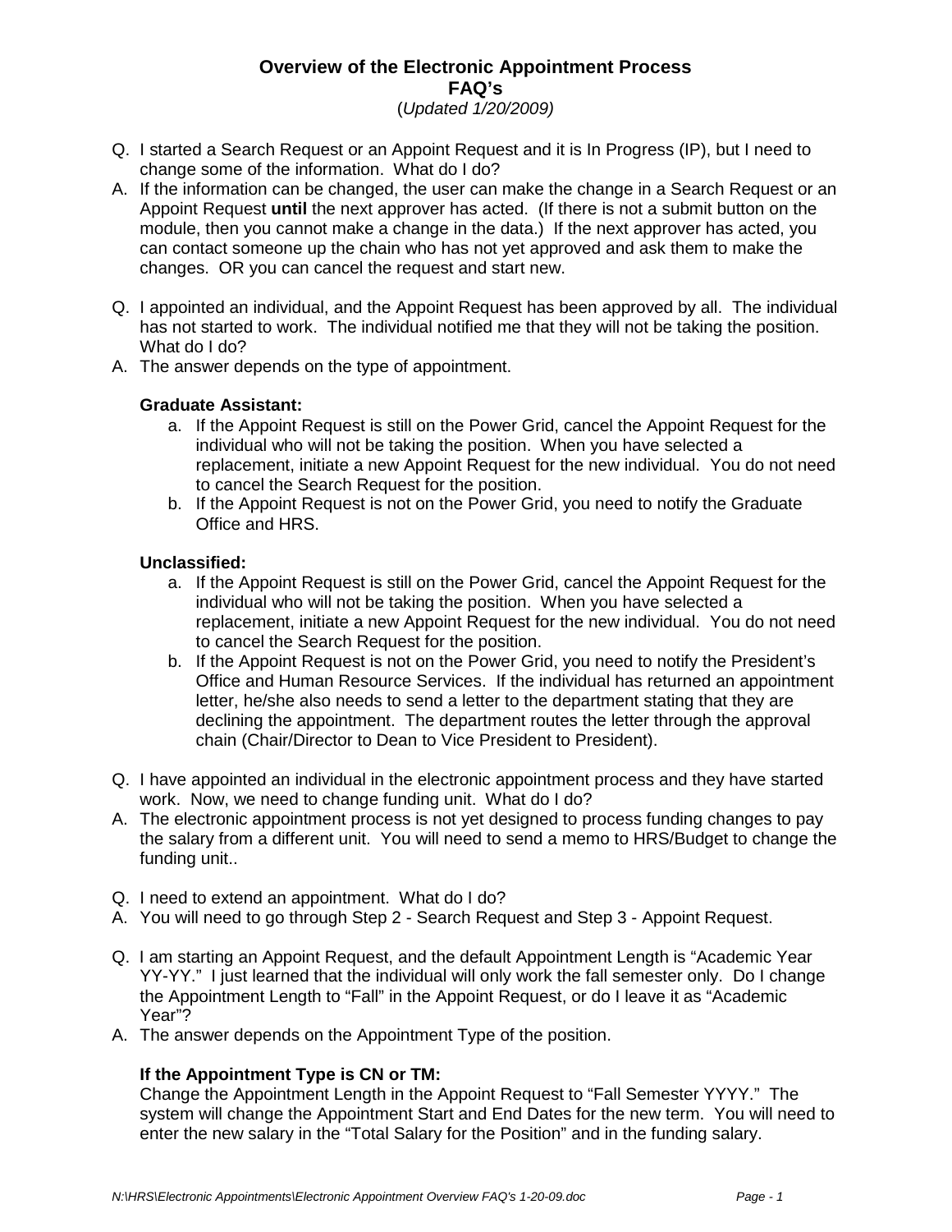# Overview of the Electronic Appointment Process
## FAQ's
*(Updated 1/20/2009)*

Q. I started a Search Request or an Appoint Request and it is In Progress (IP), but I need to change some of the information. What do I do?

A. If the information can be changed, the user can make the change in a Search Request or an Appoint Request **until** the next approver has acted. (If there is not a submit button on the module, then you cannot make a change in the data.) If the next approver has acted, you can contact someone up the chain who has not yet approved and ask them to make the changes. OR you can cancel the request and start new.

Q. I appointed an individual, and the Appoint Request has been approved by all. The individual has not started to work. The individual notified me that they will not be taking the position. What do I do?

A. The answer depends on the type of appointment.

**Graduate Assistant:**

a. If the Appoint Request is still on the Power Grid, cancel the Appoint Request for the individual who will not be taking the position. When you have selected a replacement, initiate a new Appoint Request for the new individual. You do not need to cancel the Search Request for the position.

b. If the Appoint Request is not on the Power Grid, you need to notify the Graduate Office and HRS.

**Unclassified:**

a. If the Appoint Request is still on the Power Grid, cancel the Appoint Request for the individual who will not be taking the position. When you have selected a replacement, initiate a new Appoint Request for the new individual. You do not need to cancel the Search Request for the position.

b. If the Appoint Request is not on the Power Grid, you need to notify the President's Office and Human Resource Services. If the individual has returned an appointment letter, he/she also needs to send a letter to the department stating that they are declining the appointment. The department routes the letter through the approval chain (Chair/Director to Dean to Vice President to President).

Q. I have appointed an individual in the electronic appointment process and they have started work. Now, we need to change funding unit. What do I do?

A. The electronic appointment process is not yet designed to process funding changes to pay the salary from a different unit. You will need to send a memo to HRS/Budget to change the funding unit..

Q. I need to extend an appointment. What do I do?

A. You will need to go through Step 2 - Search Request and Step 3 - Appoint Request.

Q. I am starting an Appoint Request, and the default Appointment Length is "Academic Year YY-YY." I just learned that the individual will only work the fall semester only. Do I change the Appointment Length to "Fall" in the Appoint Request, or do I leave it as "Academic Year"?

A. The answer depends on the Appointment Type of the position.

**If the Appointment Type is CN or TM:**

Change the Appointment Length in the Appoint Request to "Fall Semester YYYY." The system will change the Appointment Start and End Dates for the new term. You will need to enter the new salary in the "Total Salary for the Position" and in the funding salary.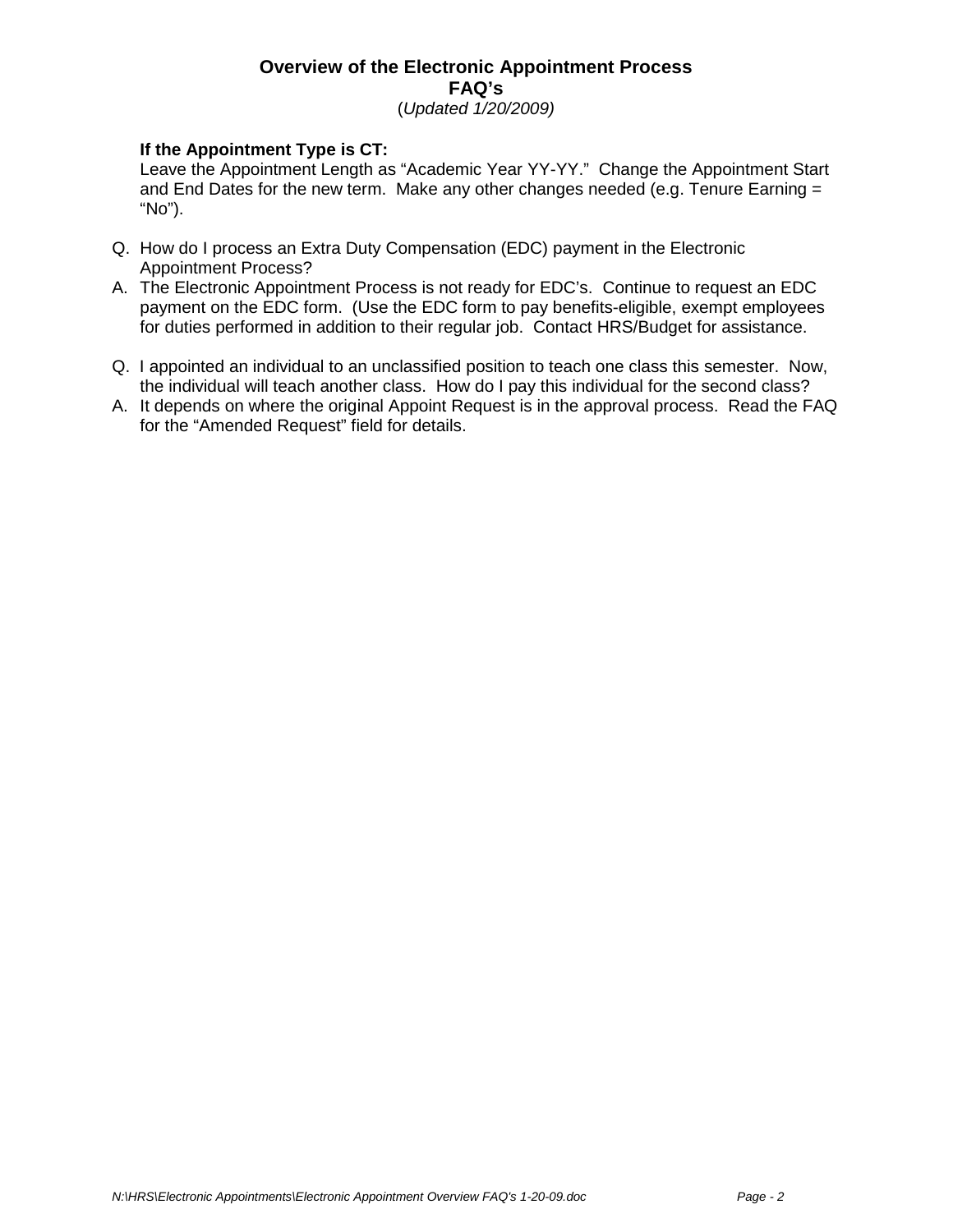**If the Appointment Type is CT:**
Leave the Appointment Length as "Academic Year YY-YY." Change the Appointment Start and End Dates for the new term. Make any other changes needed (e.g. Tenure Earning = "No").

Q. How do I process an Extra Duty Compensation (EDC) payment in the Electronic Appointment Process?

A. The Electronic Appointment Process is not ready for EDC's. Continue to request an EDC payment on the EDC form. (Use the EDC form to pay benefits-eligible, exempt employees for duties performed in addition to their regular job. Contact HRS/Budget for assistance.

Q. I appointed an individual to an unclassified position to teach one class this semester. Now, the individual will teach another class. How do I pay this individual for the second class?

A. It depends on where the original Appoint Request is in the approval process. Read the FAQ for the "Amended Request" field for details.